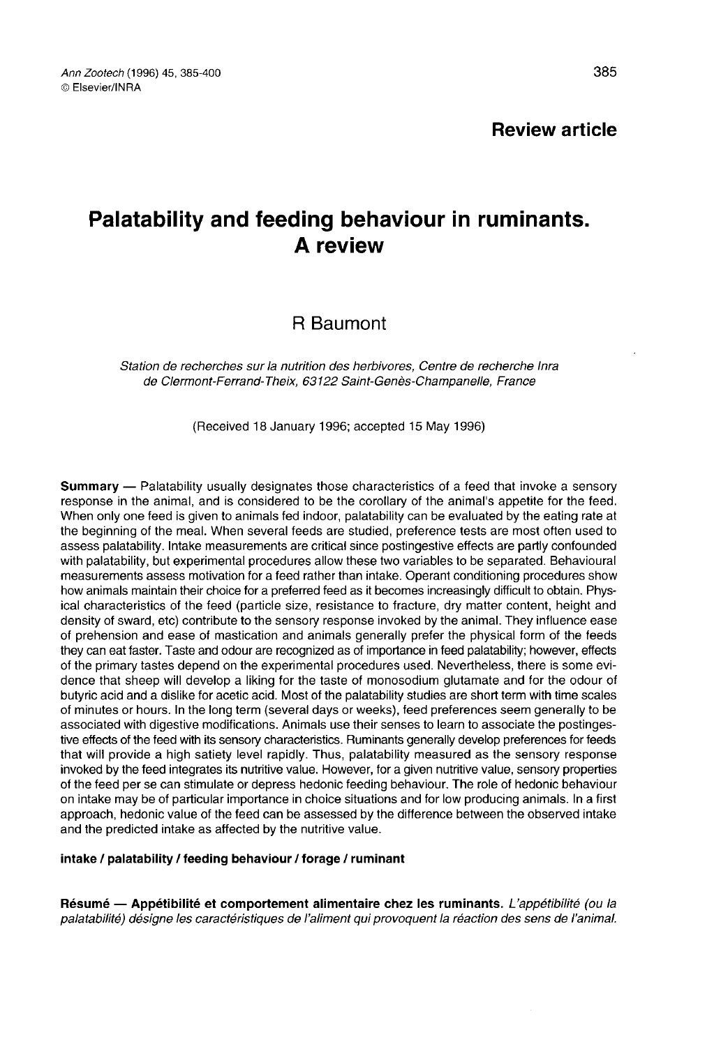**Review article**

# Palatability and feeding behaviour in ruminants. A review

R Baumont

*Station de recherches sur la nutrition des herbivores, Centre de recherche Inra de Clermont-Ferrand-Theix, 63122 Saint-Genès-Champanelle, France*

(Received 18 January 1996; accepted 15 May 1996)

**Summary** — Palatability usually designates those characteristics of a feed that invoke a sensory response in the animal, and is considered to be the corollary of the animal's appetite for the feed. When only one feed is given to animals fed indoor, palatability can be evaluated by the eating rate at the beginning of the meal. When several feeds are studied, preference tests are most often used to assess palatability. Intake measurements are critical since postingestive effects are partly confounded with palatability, but experimental procedures allow these two variables to be separated. Behavioural measurements assess motivation for a feed rather than intake. Operant conditioning procedures show how animals maintain their choice for a preferred feed as it becomes increasingly difficult to obtain. Physical characteristics of the feed (particle size, resistance to fracture, dry matter content, height and density of sward, etc) contribute to the sensory response invoked by the animal. They influence ease of prehension and ease of mastication and animals generally prefer the physical form of the feeds they can eat faster. Taste and odour are recognized as of importance in feed palatability; however, effects of the primary tastes depend on the experimental procedures used. Nevertheless, there is some evidence that sheep will develop a liking for the taste of monosodium glutamate and for the odour of butyric acid and a dislike for acetic acid. Most of the palatability studies are short term with time scales of minutes or hours. In the long term (several days or weeks), feed preferences seem generally to be associated with digestive modifications. Animals use their senses to learn to associate the postingestive effects of the feed with its sensory characteristics. Ruminants generally develop preferences for feeds that will provide a high satiety level rapidly. Thus, palatability measured as the sensory response invoked by the feed integrates its nutritive value. However, for a given nutritive value, sensory properties of the feed per se can stimulate or depress hedonic feeding behaviour. The role of hedonic behaviour on intake may be of particular importance in choice situations and for low producing animals. In a first approach, hedonic value of the feed can be assessed by the difference between the observed intake and the predicted intake as affected by the nutritive value.

**intake / palatability / feeding behaviour / forage / ruminant**

**Résumé — Appétibilité et comportement alimentaire chez les ruminants.** *L'appétibilité (ou la palatabilité) désigne les caractéristiques de l'aliment qui provoquent la réaction des sens de l'animal.*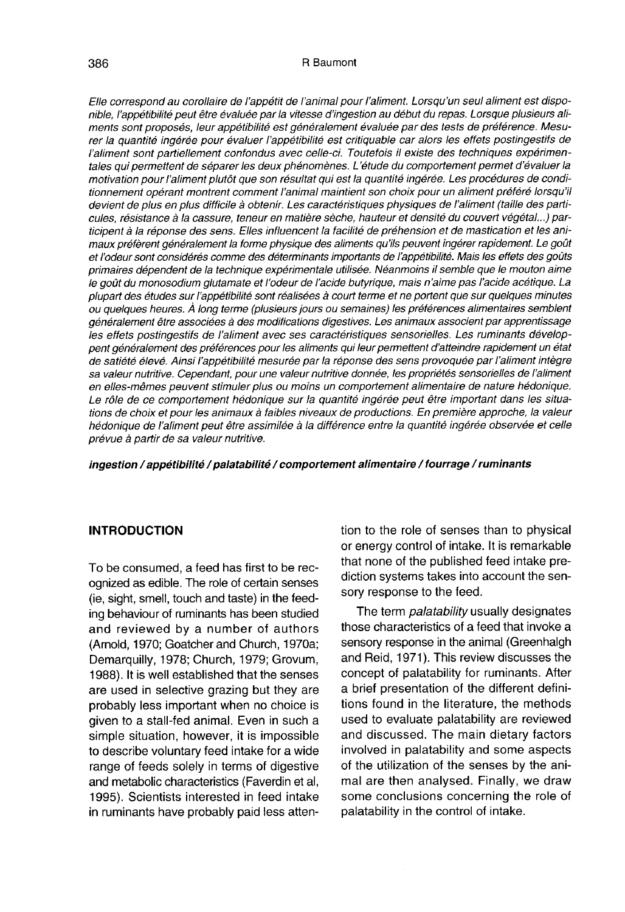*Elle correspond au corollaire de l'appétit de l'animal pour l'aliment. Lorsqu'un seul aliment est disponible, l'appétibilité peut être évaluée par la vitesse d'ingestion au début du repas. Lorsque plusieurs aliments sont proposés, leur appétibilité est généralement évaluée par des tests de préférence. Mesurer la quantité ingérée pour évaluer l'appétibilité est critiquable car alors les effets postingestifs de l'aliment sont partiellement confondus avec celle-ci. Toutefois il existe des techniques expérimentales qui permettent de séparer les deux phénomènes. L'étude du comportement permet d'évaluer la motivation pour l'aliment plutôt que son résultat qui est la quantité ingérée. Les procédures de conditionnement opérant montrent comment l'animal maintient son choix pour un aliment préféré lorsqu'il devient de plus en plus difficile à obtenir. Les caractéristiques physiques de l'aliment (taille des particules, résistance à la cassure, teneur en matière sèche, hauteur et densité du couvert végétal...) participent à la réponse des sens. Elles influencent la facilité de préhension et de mastication et les animaux préfèrent généralement la forme physique des aliments qu'ils peuvent ingérer rapidement. Le goût et l'odeur sont considérés comme des déterminants importants de l'appétibilité. Mais les effets des goûts primaires dépendent de la technique expérimentale utilisée. Néanmoins il semble que le mouton aime le goût du monosodium glutamate et l'odeur de l'acide butyrique, mais n'aime pas l'acide acétique. La plupart des études sur l'appétibilité sont réalisées à court terme et ne portent que sur quelques minutes ou quelques heures. À long terme (plusieurs jours ou semaines) les préférences alimentaires semblent généralement être associées à des modifications digestives. Les animaux associent par apprentissage les effets postingestifs de l'aliment avec ses caractéristiques sensorielles. Les ruminants développent généralement des préférences pour les aliments qui leur permettent d'atteindre rapidement un état de satiété élevé. Ainsi l'appétibilité mesurée par la réponse des sens provoquée par l'aliment intègre sa valeur nutritive. Cependant, pour une valeur nutritive donnée, les propriétés sensorielles de l'aliment en elles-mêmes peuvent stimuler plus ou moins un comportement alimentaire de nature hédonique. Le rôle de ce comportement hédonique sur la quantité ingérée peut être important dans les situations de choix et pour les animaux à faibles niveaux de productions. En première approche, la valeur hédonique de l'aliment peut être assimilée à la différence entre la quantité ingérée observée et celle prévue à partir de sa valeur nutritive.*

***ingestion / appétibilité / palatabilité / comportement alimentaire / fourrage / ruminants***

## INTRODUCTION

To be consumed, a feed has first to be recognized as edible. The role of certain senses (ie, sight, smell, touch and taste) in the feeding behaviour of ruminants has been studied and reviewed by a number of authors (Arnold, 1970; Goatcher and Church, 1970a; Demarquilly, 1978; Church, 1979; Grovum, 1988). It is well established that the senses are used in selective grazing but they are probably less important when no choice is given to a stall-fed animal. Even in such a simple situation, however, it is impossible to describe voluntary feed intake for a wide range of feeds solely in terms of digestive and metabolic characteristics (Faverdin et al, 1995). Scientists interested in feed intake in ruminants have probably paid less attention to the role of senses than to physical or energy control of intake. It is remarkable that none of the published feed intake prediction systems takes into account the sensory response to the feed.

The term *palatability* usually designates those characteristics of a feed that invoke a sensory response in the animal (Greenhalgh and Reid, 1971). This review discusses the concept of palatability for ruminants. After a brief presentation of the different definitions found in the literature, the methods used to evaluate palatability are reviewed and discussed. The main dietary factors involved in palatability and some aspects of the utilization of the senses by the animal are then analysed. Finally, we draw some conclusions concerning the role of palatability in the control of intake.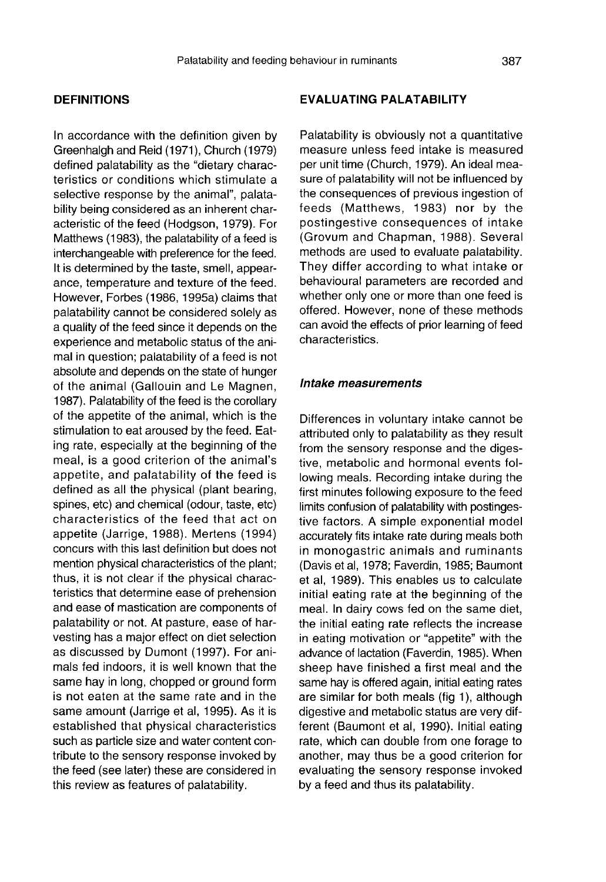## DEFINITIONS

In accordance with the definition given by Greenhalgh and Reid (1971), Church (1979) defined palatability as the "dietary characteristics or conditions which stimulate a selective response by the animal", palatability being considered as an inherent characteristic of the feed (Hodgson, 1979). For Matthews (1983), the palatability of a feed is interchangeable with preference for the feed. It is determined by the taste, smell, appearance, temperature and texture of the feed. However, Forbes (1986, 1995a) claims that palatability cannot be considered solely as a quality of the feed since it depends on the experience and metabolic status of the animal in question; palatability of a feed is not absolute and depends on the state of hunger of the animal (Gallouin and Le Magnen, 1987). Palatability of the feed is the corollary of the appetite of the animal, which is the stimulation to eat aroused by the feed. Eating rate, especially at the beginning of the meal, is a good criterion of the animal's appetite, and palatability of the feed is defined as all the physical (plant bearing, spines, etc) and chemical (odour, taste, etc) characteristics of the feed that act on appetite (Jarrige, 1988). Mertens (1994) concurs with this last definition but does not mention physical characteristics of the plant; thus, it is not clear if the physical characteristics that determine ease of prehension and ease of mastication are components of palatability or not. At pasture, ease of harvesting has a major effect on diet selection as discussed by Dumont (1997). For animals fed indoors, it is well known that the same hay in long, chopped or ground form is not eaten at the same rate and in the same amount (Jarrige et al, 1995). As it is established that physical characteristics such as particle size and water content contribute to the sensory response invoked by the feed (see later) these are considered in this review as features of palatability.

## EVALUATING PALATABILITY

Palatability is obviously not a quantitative measure unless feed intake is measured per unit time (Church, 1979). An ideal measure of palatability will not be influenced by the consequences of previous ingestion of feeds (Matthews, 1983) nor by the postingestive consequences of intake (Grovum and Chapman, 1988). Several methods are used to evaluate palatability. They differ according to what intake or behavioural parameters are recorded and whether only one or more than one feed is offered. However, none of these methods can avoid the effects of prior learning of feed characteristics.

### *Intake measurements*

Differences in voluntary intake cannot be attributed only to palatability as they result from the sensory response and the digestive, metabolic and hormonal events following meals. Recording intake during the first minutes following exposure to the feed limits confusion of palatability with postingestive factors. A simple exponential model accurately fits intake rate during meals both in monogastric animals and ruminants (Davis et al, 1978; Faverdin, 1985; Baumont et al, 1989). This enables us to calculate initial eating rate at the beginning of the meal. In dairy cows fed on the same diet, the initial eating rate reflects the increase in eating motivation or "appetite" with the advance of lactation (Faverdin, 1985). When sheep have finished a first meal and the same hay is offered again, initial eating rates are similar for both meals (fig 1), although digestive and metabolic status are very different (Baumont et al, 1990). Initial eating rate, which can double from one forage to another, may thus be a good criterion for evaluating the sensory response invoked by a feed and thus its palatability.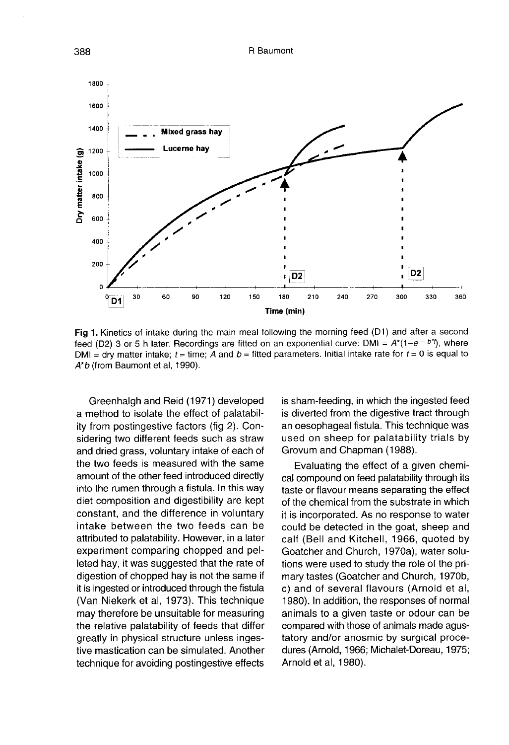Fig 1. Kinetics of intake during the main meal following the morning feed (D1) and after a second feed (D2) 3 or 5 h later. Recordings are fitted on an exponential curve: DMI = $A^*(1-e^{-b^*t})$, where DMI = dry matter intake; $t$ = time; $A$ and $b$ = fitted parameters. Initial intake rate for $t = 0$ is equal to $A^*b$ (from Baumont et al, 1990).

Greenhalgh and Reid (1971) developed a method to isolate the effect of palatability from postingestive factors (fig 2). Considering two different feeds such as straw and dried grass, voluntary intake of each of the two feeds is measured with the same amount of the other feed introduced directly into the rumen through a fistula. In this way diet composition and digestibility are kept constant, and the difference in voluntary intake between the two feeds can be attributed to palatability. However, in a later experiment comparing chopped and pelleted hay, it was suggested that the rate of digestion of chopped hay is not the same if it is ingested or introduced through the fistula (Van Niekerk et al, 1973). This technique may therefore be unsuitable for measuring the relative palatability of feeds that differ greatly in physical structure unless ingestive mastication can be simulated. Another technique for avoiding postingestive effects is sham-feeding, in which the ingested feed is diverted from the digestive tract through an oesophageal fistula. This technique was used on sheep for palatability trials by Grovum and Chapman (1988).

Evaluating the effect of a given chemical compound on feed palatability through its taste or flavour means separating the effect of the chemical from the substrate in which it is incorporated. As no response to water could be detected in the goat, sheep and calf (Bell and Kitchell, 1966, quoted by Goatcher and Church, 1970a), water solutions were used to study the role of the primary tastes (Goatcher and Church, 1970b, c) and of several flavours (Arnold et al, 1980). In addition, the responses of normal animals to a given taste or odour can be compared with those of animals made agustatory and/or anosmic by surgical procedures (Arnold, 1966; Michalet-Doreau, 1975; Arnold et al, 1980).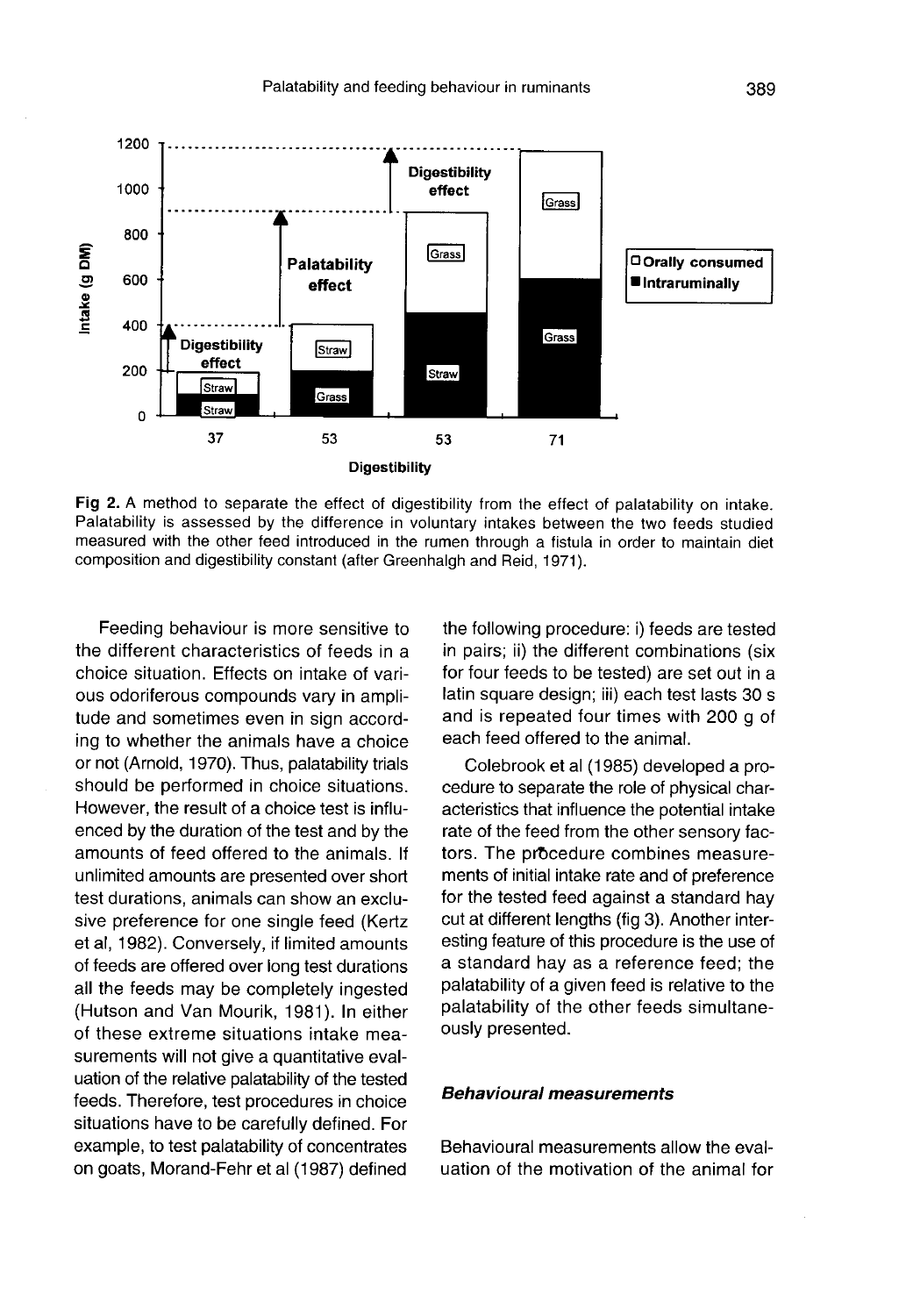Fig 2. A method to separate the effect of digestibility from the effect of palatability on intake. Palatability is assessed by the difference in voluntary intakes between the two feeds studied measured with the other feed introduced in the rumen through a fistula in order to maintain diet composition and digestibility constant (after Greenhalgh and Reid, 1971).

Feeding behaviour is more sensitive to the different characteristics of feeds in a choice situation. Effects on intake of various odoriferous compounds vary in amplitude and sometimes even in sign according to whether the animals have a choice or not (Arnold, 1970). Thus, palatability trials should be performed in choice situations. However, the result of a choice test is influenced by the duration of the test and by the amounts of feed offered to the animals. If unlimited amounts are presented over short test durations, animals can show an exclusive preference for one single feed (Kertz et al, 1982). Conversely, if limited amounts of feeds are offered over long test durations all the feeds may be completely ingested (Hutson and Van Mourik, 1981). In either of these extreme situations intake measurements will not give a quantitative evaluation of the relative palatability of the tested feeds. Therefore, test procedures in choice situations have to be carefully defined. For example, to test palatability of concentrates on goats, Morand-Fehr et al (1987) defined the following procedure: i) feeds are tested in pairs; ii) the different combinations (six for four feeds to be tested) are set out in a latin square design; iii) each test lasts 30 s and is repeated four times with 200 g of each feed offered to the animal.

Colebrook et al (1985) developed a procedure to separate the role of physical characteristics that influence the potential intake rate of the feed from the other sensory factors. The procedure combines measurements of initial intake rate and of preference for the tested feed against a standard hay cut at different lengths (fig 3). Another interesting feature of this procedure is the use of a standard hay as a reference feed; the palatability of a given feed is relative to the palatability of the other feeds simultaneously presented.

### *Behavioural measurements*

Behavioural measurements allow the evaluation of the motivation of the animal for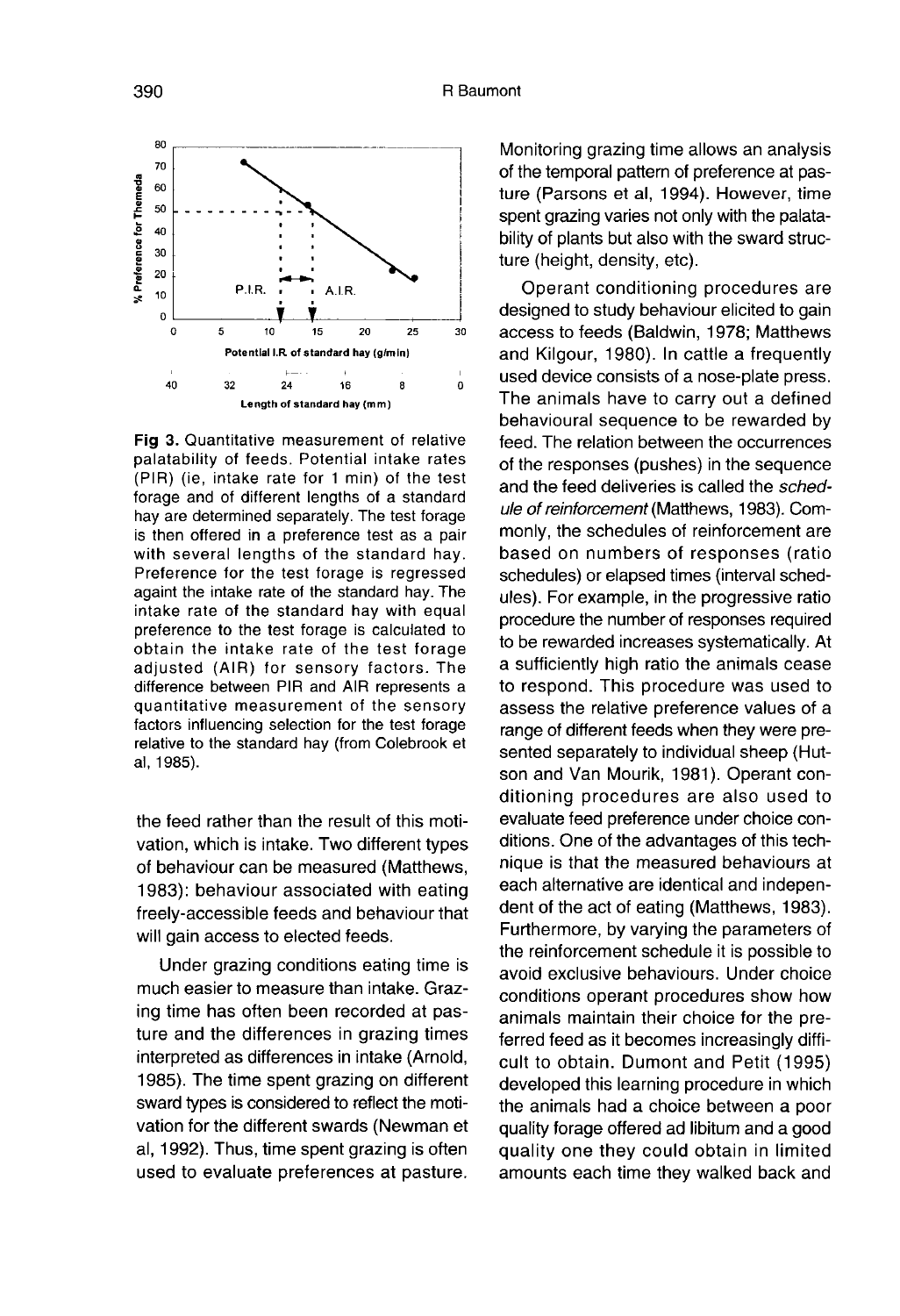Fig 3. Quantitative measurement of relative palatability of feeds. Potential intake rates (PIR) (ie, intake rate for 1 min) of the test forage and of different lengths of a standard hay are determined separately. The test forage is then offered in a preference test as a pair with several lengths of the standard hay. Preference for the test forage is regressed againt the intake rate of the standard hay. The intake rate of the standard hay with equal preference to the test forage is calculated to obtain the intake rate of the test forage adjusted (AIR) for sensory factors. The difference between PIR and AIR represents a quantitative measurement of the sensory factors influencing selection for the test forage relative to the standard hay (from Colebrook et al, 1985).

the feed rather than the result of this motivation, which is intake. Two different types of behaviour can be measured (Matthews, 1983): behaviour associated with eating freely-accessible feeds and behaviour that will gain access to elected feeds.

Under grazing conditions eating time is much easier to measure than intake. Grazing time has often been recorded at pasture and the differences in grazing times interpreted as differences in intake (Arnold, 1985). The time spent grazing on different sward types is considered to reflect the motivation for the different swards (Newman et al, 1992). Thus, time spent grazing is often used to evaluate preferences at pasture. Monitoring grazing time allows an analysis of the temporal pattern of preference at pasture (Parsons et al, 1994). However, time spent grazing varies not only with the palatability of plants but also with the sward structure (height, density, etc).

Operant conditioning procedures are designed to study behaviour elicited to gain access to feeds (Baldwin, 1978; Matthews and Kilgour, 1980). In cattle a frequently used device consists of a nose-plate press. The animals have to carry out a defined behavioural sequence to be rewarded by feed. The relation between the occurrences of the responses (pushes) in the sequence and the feed deliveries is called the *schedule of reinforcement* (Matthews, 1983). Commonly, the schedules of reinforcement are based on numbers of responses (ratio schedules) or elapsed times (interval schedules). For example, in the progressive ratio procedure the number of responses required to be rewarded increases systematically. At a sufficiently high ratio the animals cease to respond. This procedure was used to assess the relative preference values of a range of different feeds when they were presented separately to individual sheep (Hutson and Van Mourik, 1981). Operant conditioning procedures are also used to evaluate feed preference under choice conditions. One of the advantages of this technique is that the measured behaviours at each alternative are identical and independent of the act of eating (Matthews, 1983). Furthermore, by varying the parameters of the reinforcement schedule it is possible to avoid exclusive behaviours. Under choice conditions operant procedures show how animals maintain their choice for the preferred feed as it becomes increasingly difficult to obtain. Dumont and Petit (1995) developed this learning procedure in which the animals had a choice between a poor quality forage offered ad libitum and a good quality one they could obtain in limited amounts each time they walked back and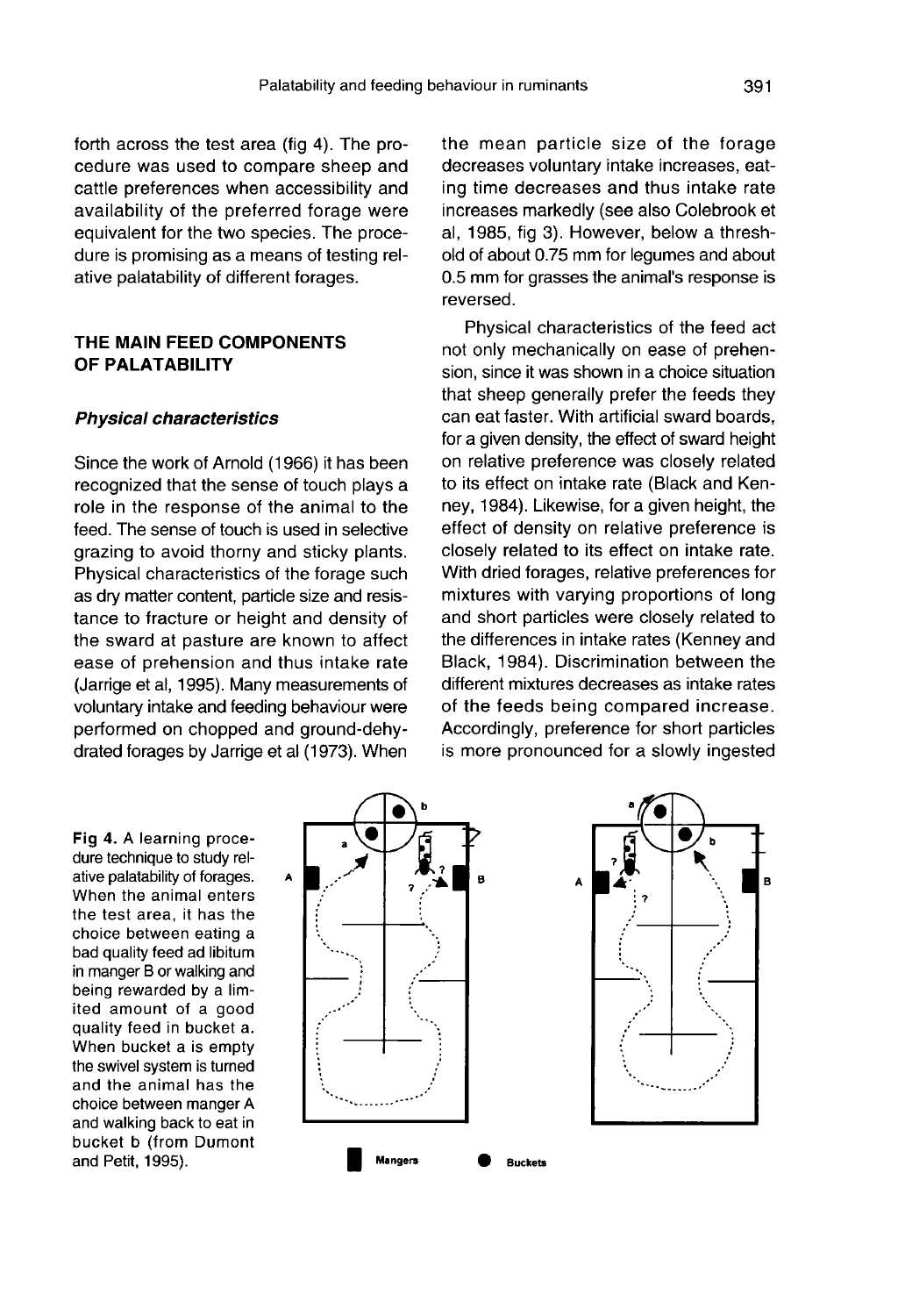forth across the test area (fig 4). The procedure was used to compare sheep and cattle preferences when accessibility and availability of the preferred forage were equivalent for the two species. The procedure is promising as a means of testing relative palatability of different forages.

## THE MAIN FEED COMPONENTS OF PALATABILITY

### *Physical characteristics*

Since the work of Arnold (1966) it has been recognized that the sense of touch plays a role in the response of the animal to the feed. The sense of touch is used in selective grazing to avoid thorny and sticky plants. Physical characteristics of the forage such as dry matter content, particle size and resistance to fracture or height and density of the sward at pasture are known to affect ease of prehension and thus intake rate (Jarrige et al, 1995). Many measurements of voluntary intake and feeding behaviour were performed on chopped and ground-dehydrated forages by Jarrige et al (1973). When the mean particle size of the forage decreases voluntary intake increases, eating time decreases and thus intake rate increases markedly (see also Colebrook et al, 1985, fig 3). However, below a threshold of about 0.75 mm for legumes and about 0.5 mm for grasses the animal's response is reversed.

Physical characteristics of the feed act not only mechanically on ease of prehension, since it was shown in a choice situation that sheep generally prefer the feeds they can eat faster. With artificial sward boards, for a given density, the effect of sward height on relative preference was closely related to its effect on intake rate (Black and Kenney, 1984). Likewise, for a given height, the effect of density on relative preference is closely related to its effect on intake rate. With dried forages, relative preferences for mixtures with varying proportions of long and short particles were closely related to the differences in intake rates (Kenney and Black, 1984). Discrimination between the different mixtures decreases as intake rates of the feeds being compared increase. Accordingly, preference for short particles is more pronounced for a slowly ingested

**Fig 4.** A learning procedure technique to study relative palatability of forages. When the animal enters the test area, it has the choice between eating a bad quality feed ad libitum in manger B or walking and being rewarded by a limited amount of a good quality feed in bucket a. When bucket a is empty the swivel system is turned and the animal has the choice between manger A and walking back to eat in bucket b (from Dumont and Petit, 1995).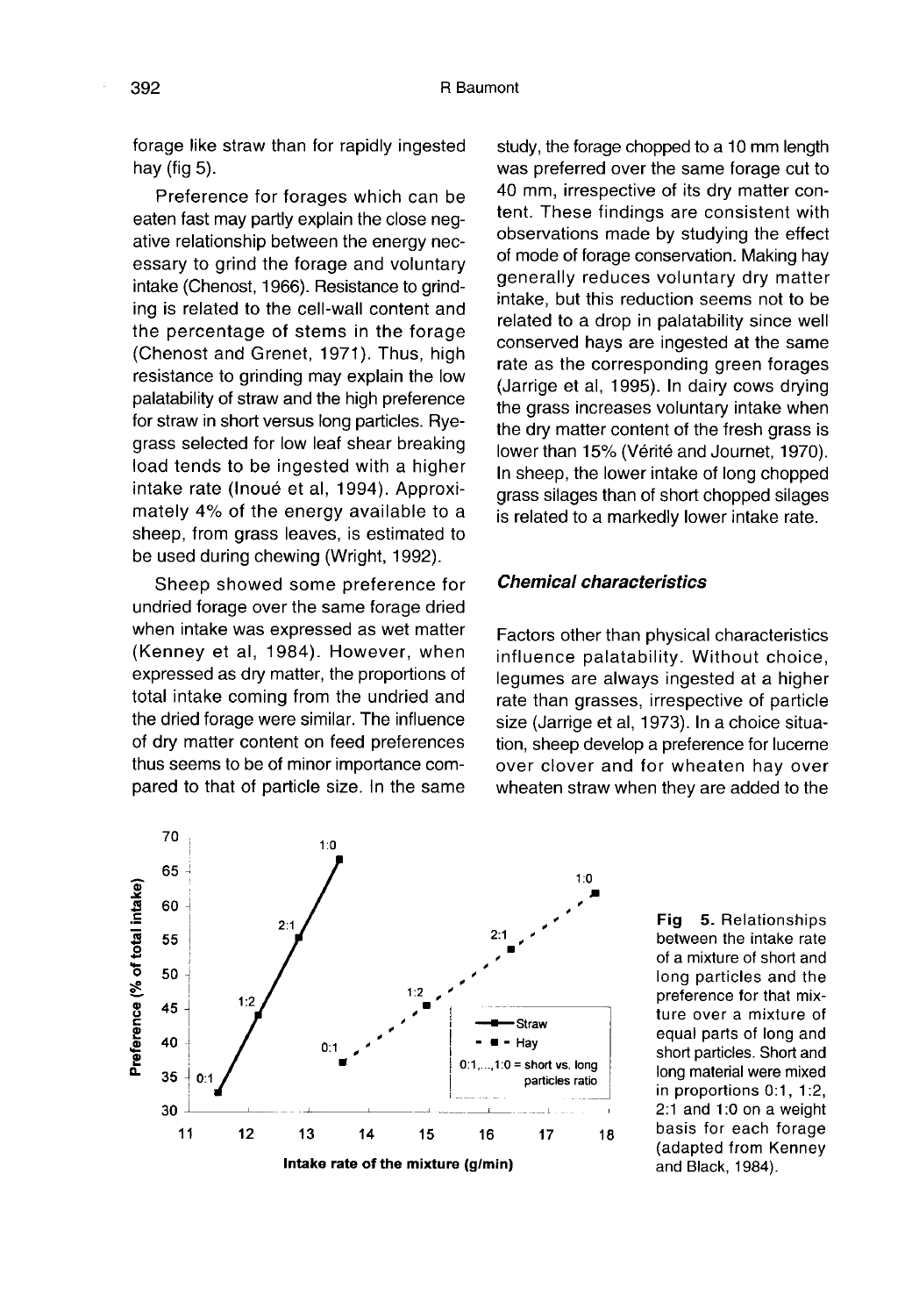forage like straw than for rapidly ingested hay (fig 5).

Preference for forages which can be eaten fast may partly explain the close negative relationship between the energy necessary to grind the forage and voluntary intake (Chenost, 1966). Resistance to grinding is related to the cell-wall content and the percentage of stems in the forage (Chenost and Grenet, 1971). Thus, high resistance to grinding may explain the low palatability of straw and the high preference for straw in short versus long particles. Ryegrass selected for low leaf shear breaking load tends to be ingested with a higher intake rate (Inoué et al, 1994). Approximately 4% of the energy available to a sheep, from grass leaves, is estimated to be used during chewing (Wright, 1992).

Sheep showed some preference for undried forage over the same forage dried when intake was expressed as wet matter (Kenney et al, 1984). However, when expressed as dry matter, the proportions of total intake coming from the undried and the dried forage were similar. The influence of dry matter content on feed preferences thus seems to be of minor importance compared to that of particle size. In the same study, the forage chopped to a 10 mm length was preferred over the same forage cut to 40 mm, irrespective of its dry matter content. These findings are consistent with observations made by studying the effect of mode of forage conservation. Making hay generally reduces voluntary dry matter intake, but this reduction seems not to be related to a drop in palatability since well conserved hays are ingested at the same rate as the corresponding green forages (Jarrige et al, 1995). In dairy cows drying the grass increases voluntary intake when the dry matter content of the fresh grass is lower than 15% (Vérité and Journet, 1970). In sheep, the lower intake of long chopped grass silages than of short chopped silages is related to a markedly lower intake rate.

### Chemical characteristics

Factors other than physical characteristics influence palatability. Without choice, legumes are always ingested at a higher rate than grasses, irrespective of particle size (Jarrige et al, 1973). In a choice situation, sheep develop a preference for lucerne over clover and for wheaten hay over wheaten straw when they are added to the

**Fig 5.** Relationships between the intake rate of a mixture of short and long particles and the preference for that mixture over a mixture of equal parts of long and short particles. Short and long material were mixed in proportions 0:1, 1:2, 2:1 and 1:0 on a weight basis for each forage (adapted from Kenney and Black, 1984).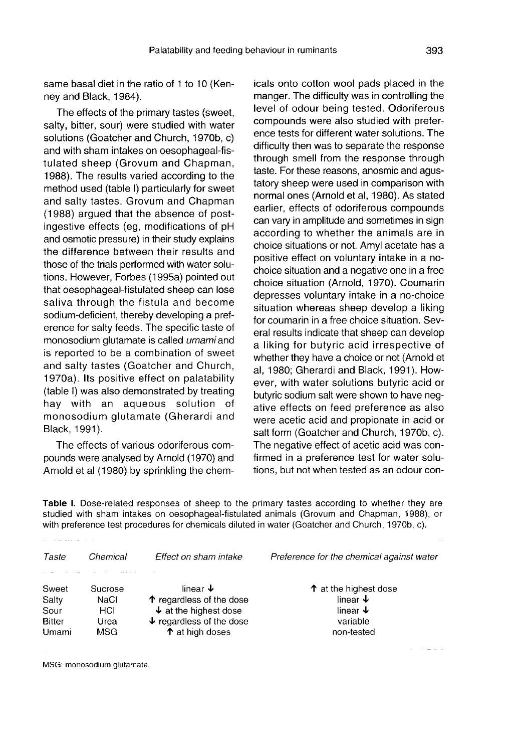same basal diet in the ratio of 1 to 10 (Kenney and Black, 1984).

The effects of the primary tastes (sweet, salty, bitter, sour) were studied with water solutions (Goatcher and Church, 1970b, c) and with sham intakes on oesophageal-fistulated sheep (Grovum and Chapman, 1988). The results varied according to the method used (table I) particularly for sweet and salty tastes. Grovum and Chapman (1988) argued that the absence of post-ingestive effects (eg, modifications of pH and osmotic pressure) in their study explains the difference between their results and those of the trials performed with water solutions. However, Forbes (1995a) pointed out that oesophageal-fistulated sheep can lose saliva through the fistula and become sodium-deficient, thereby developing a preference for salty feeds. The specific taste of monosodium glutamate is called *umami* and is reported to be a combination of sweet and salty tastes (Goatcher and Church, 1970a). Its positive effect on palatability (table I) was also demonstrated by treating hay with an aqueous solution of monosodium glutamate (Gherardi and Black, 1991).

The effects of various odoriferous compounds were analysed by Arnold (1970) and Arnold et al (1980) by sprinkling the chemicals onto cotton wool pads placed in the manger. The difficulty was in controlling the level of odour being tested. Odoriferous compounds were also studied with preference tests for different water solutions. The difficulty then was to separate the response through smell from the response through taste. For these reasons, anosmic and agustatory sheep were used in comparison with normal ones (Arnold et al, 1980). As stated earlier, effects of odoriferous compounds can vary in amplitude and sometimes in sign according to whether the animals are in choice situations or not. Amyl acetate has a positive effect on voluntary intake in a no-choice situation and a negative one in a free choice situation (Arnold, 1970). Coumarin depresses voluntary intake in a no-choice situation whereas sheep develop a liking for coumarin in a free choice situation. Several results indicate that sheep can develop a liking for butyric acid irrespective of whether they have a choice or not (Arnold et al, 1980; Gherardi and Black, 1991). However, with water solutions butyric acid or butyric sodium salt were shown to have negative effects on feed preference as also were acetic acid and propionate in acid or salt form (Goatcher and Church, 1970b, c). The negative effect of acetic acid was confirmed in a preference test for water solutions, but not when tested as an odour con-

**Table I.** Dose-related responses of sheep to the primary tastes according to whether they are studied with sham intakes on oesophageal-fistulated animals (Grovum and Chapman, 1988), or with preference test procedures for chemicals diluted in water (Goatcher and Church, 1970b, c).

| *Taste* | *Chemical* | *Effect on sham intake* | *Preference for the chemical against water* |
|---|---|---|---|
| Sweet | Sucrose | linear ↓ | ↑ at the highest dose |
| Salty | NaCl | ↑ regardless of the dose | linear ↓ |
| Sour | HCl | ↓ at the highest dose | linear ↓ |
| Bitter | Urea | ↓ regardless of the dose | variable |
| Umami | MSG | ↑ at high doses | non-tested |

MSG: monosodium glutamate.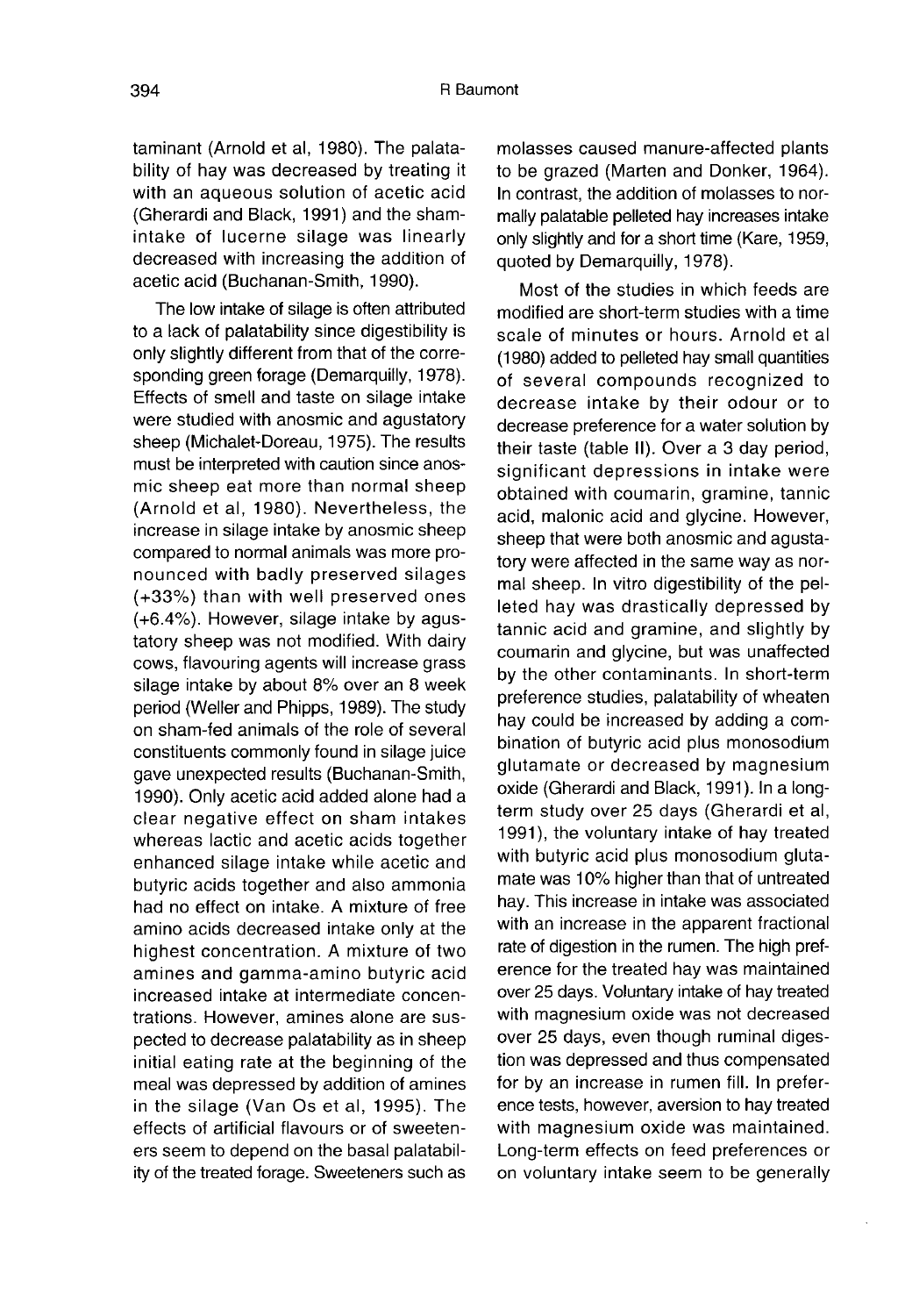taminant (Arnold et al, 1980). The palatability of hay was decreased by treating it with an aqueous solution of acetic acid (Gherardi and Black, 1991) and the sham-intake of lucerne silage was linearly decreased with increasing the addition of acetic acid (Buchanan-Smith, 1990).

The low intake of silage is often attributed to a lack of palatability since digestibility is only slightly different from that of the corresponding green forage (Demarquilly, 1978). Effects of smell and taste on silage intake were studied with anosmic and agustatory sheep (Michalet-Doreau, 1975). The results must be interpreted with caution since anosmic sheep eat more than normal sheep (Arnold et al, 1980). Nevertheless, the increase in silage intake by anosmic sheep compared to normal animals was more pronounced with badly preserved silages (+33%) than with well preserved ones (+6.4%). However, silage intake by agustatory sheep was not modified. With dairy cows, flavouring agents will increase grass silage intake by about 8% over an 8 week period (Weller and Phipps, 1989). The study on sham-fed animals of the role of several constituents commonly found in silage juice gave unexpected results (Buchanan-Smith, 1990). Only acetic acid added alone had a clear negative effect on sham intakes whereas lactic and acetic acids together enhanced silage intake while acetic and butyric acids together and also ammonia had no effect on intake. A mixture of free amino acids decreased intake only at the highest concentration. A mixture of two amines and gamma-amino butyric acid increased intake at intermediate concentrations. However, amines alone are suspected to decrease palatability as in sheep initial eating rate at the beginning of the meal was depressed by addition of amines in the silage (Van Os et al, 1995). The effects of artificial flavours or of sweeteners seem to depend on the basal palatability of the treated forage. Sweeteners such as molasses caused manure-affected plants to be grazed (Marten and Donker, 1964). In contrast, the addition of molasses to normally palatable pelleted hay increases intake only slightly and for a short time (Kare, 1959, quoted by Demarquilly, 1978).

Most of the studies in which feeds are modified are short-term studies with a time scale of minutes or hours. Arnold et al (1980) added to pelleted hay small quantities of several compounds recognized to decrease intake by their odour or to decrease preference for a water solution by their taste (table II). Over a 3 day period, significant depressions in intake were obtained with coumarin, gramine, tannic acid, malonic acid and glycine. However, sheep that were both anosmic and agustatory were affected in the same way as normal sheep. In vitro digestibility of the pelleted hay was drastically depressed by tannic acid and gramine, and slightly by coumarin and glycine, but was unaffected by the other contaminants. In short-term preference studies, palatability of wheaten hay could be increased by adding a combination of butyric acid plus monosodium glutamate or decreased by magnesium oxide (Gherardi and Black, 1991). In a long-term study over 25 days (Gherardi et al, 1991), the voluntary intake of hay treated with butyric acid plus monosodium glutamate was 10% higher than that of untreated hay. This increase in intake was associated with an increase in the apparent fractional rate of digestion in the rumen. The high preference for the treated hay was maintained over 25 days. Voluntary intake of hay treated with magnesium oxide was not decreased over 25 days, even though ruminal digestion was depressed and thus compensated for by an increase in rumen fill. In preference tests, however, aversion to hay treated with magnesium oxide was maintained. Long-term effects on feed preferences or on voluntary intake seem to be generally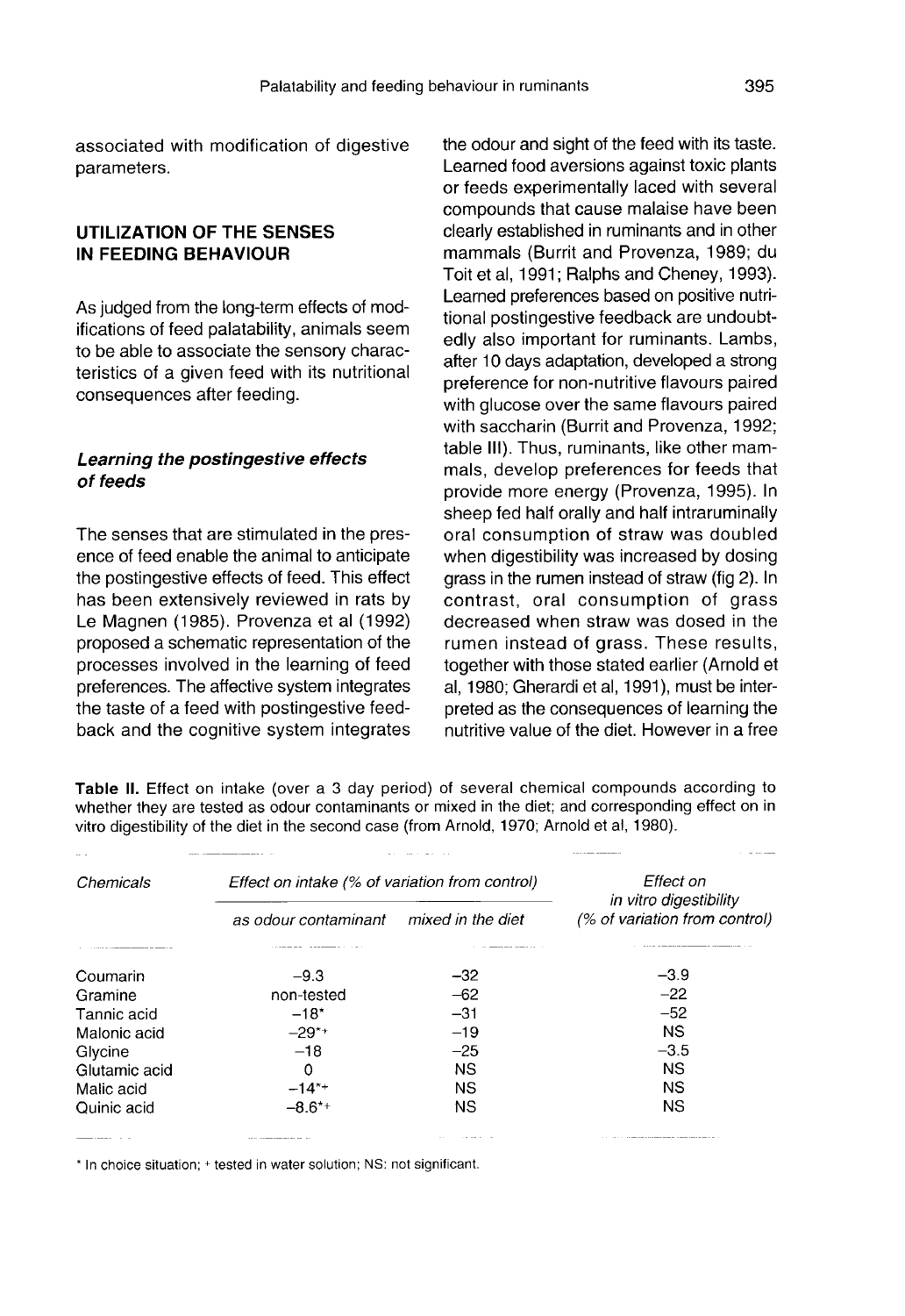associated with modification of digestive parameters.

## UTILIZATION OF THE SENSES IN FEEDING BEHAVIOUR

As judged from the long-term effects of modifications of feed palatability, animals seem to be able to associate the sensory characteristics of a given feed with its nutritional consequences after feeding.

### *Learning the postingestive effects of feeds*

The senses that are stimulated in the presence of feed enable the animal to anticipate the postingestive effects of feed. This effect has been extensively reviewed in rats by Le Magnen (1985). Provenza et al (1992) proposed a schematic representation of the processes involved in the learning of feed preferences. The affective system integrates the taste of a feed with postingestive feedback and the cognitive system integrates the odour and sight of the feed with its taste. Learned food aversions against toxic plants or feeds experimentally laced with several compounds that cause malaise have been clearly established in ruminants and in other mammals (Burrit and Provenza, 1989; du Toit et al, 1991; Ralphs and Cheney, 1993). Learned preferences based on positive nutritional postingestive feedback are undoubtedly also important for ruminants. Lambs, after 10 days adaptation, developed a strong preference for non-nutritive flavours paired with glucose over the same flavours paired with saccharin (Burrit and Provenza, 1992; table III). Thus, ruminants, like other mammals, develop preferences for feeds that provide more energy (Provenza, 1995). In sheep fed half orally and half intraruminally oral consumption of straw was doubled when digestibility was increased by dosing grass in the rumen instead of straw (fig 2). In contrast, oral consumption of grass decreased when straw was dosed in the rumen instead of grass. These results, together with those stated earlier (Arnold et al, 1980; Gherardi et al, 1991), must be interpreted as the consequences of learning the nutritive value of the diet. However in a free

**Table II.** Effect on intake (over a 3 day period) of several chemical compounds according to whether they are tested as odour contaminants or mixed in the diet; and corresponding effect on in vitro digestibility of the diet in the second case (from Arnold, 1970; Arnold et al, 1980).

| *Chemicals* | *Effect on intake (% of variation from control)* | | *Effect on in vitro digestibility (% of variation from control)* |
|---|---|---|---|
| | *as odour contaminant* | *mixed in the diet* | |
| Coumarin | −9.3 | −32 | −3.9 |
| Gramine | non-tested | −62 | −22 |
| Tannic acid | −18* | −31 | −52 |
| Malonic acid | −29*+ | −19 | NS |
| Glycine | −18 | −25 | −3.5 |
| Glutamic acid | 0 | NS | NS |
| Malic acid | −14*+ | NS | NS |
| Quinic acid | −8.6*+ | NS | NS |

* In choice situation; + tested in water solution; NS: not significant.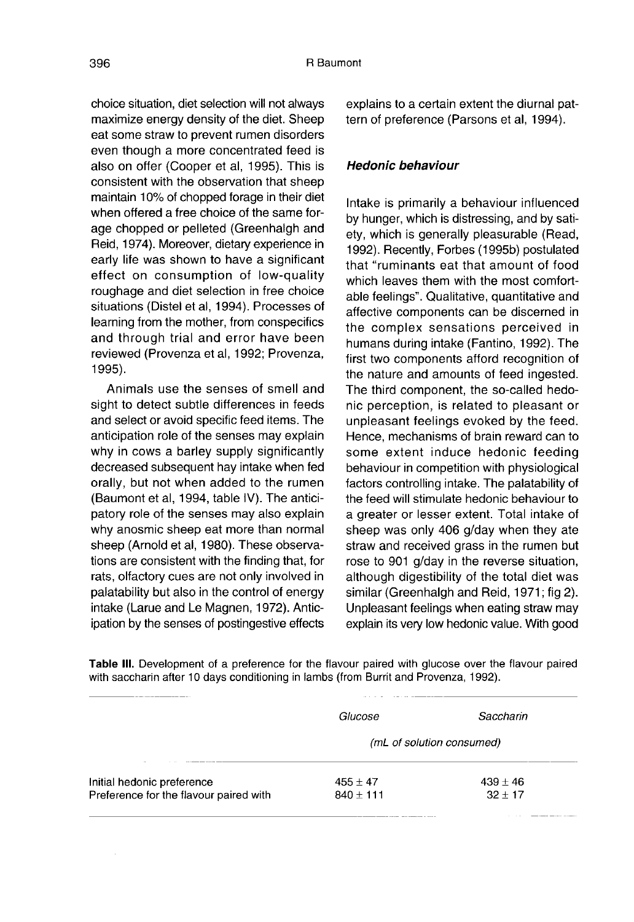choice situation, diet selection will not always maximize energy density of the diet. Sheep eat some straw to prevent rumen disorders even though a more concentrated feed is also on offer (Cooper et al, 1995). This is consistent with the observation that sheep maintain 10% of chopped forage in their diet when offered a free choice of the same forage chopped or pelleted (Greenhalgh and Reid, 1974). Moreover, dietary experience in early life was shown to have a significant effect on consumption of low-quality roughage and diet selection in free choice situations (Distel et al, 1994). Processes of learning from the mother, from conspecifics and through trial and error have been reviewed (Provenza et al, 1992; Provenza, 1995).

Animals use the senses of smell and sight to detect subtle differences in feeds and select or avoid specific feed items. The anticipation role of the senses may explain why in cows a barley supply significantly decreased subsequent hay intake when fed orally, but not when added to the rumen (Baumont et al, 1994, table IV). The anticipatory role of the senses may also explain why anosmic sheep eat more than normal sheep (Arnold et al, 1980). These observations are consistent with the finding that, for rats, olfactory cues are not only involved in palatability but also in the control of energy intake (Larue and Le Magnen, 1972). Anticipation by the senses of postingestive effects explains to a certain extent the diurnal pattern of preference (Parsons et al, 1994).

### *Hedonic behaviour*

Intake is primarily a behaviour influenced by hunger, which is distressing, and by satiety, which is generally pleasurable (Read, 1992). Recently, Forbes (1995b) postulated that "ruminants eat that amount of food which leaves them with the most comfortable feelings". Qualitative, quantitative and affective components can be discerned in the complex sensations perceived in humans during intake (Fantino, 1992). The first two components afford recognition of the nature and amounts of feed ingested. The third component, the so-called hedonic perception, is related to pleasant or unpleasant feelings evoked by the feed. Hence, mechanisms of brain reward can to some extent induce hedonic feeding behaviour in competition with physiological factors controlling intake. The palatability of the feed will stimulate hedonic behaviour to a greater or lesser extent. Total intake of sheep was only 406 g/day when they ate straw and received grass in the rumen but rose to 901 g/day in the reverse situation, although digestibility of the total diet was similar (Greenhalgh and Reid, 1971; fig 2). Unpleasant feelings when eating straw may explain its very low hedonic value. With good

**Table III.** Development of a preference for the flavour paired with glucose over the flavour paired with saccharin after 10 days conditioning in lambs (from Burrit and Provenza, 1992).

| | *Glucose* | *Saccharin* |
|---|---|---|
| | *(mL of solution consumed)* | |
| Initial hedonic preference | $455 \pm 47$ | $439 \pm 46$ |
| Preference for the flavour paired with | $840 \pm 111$ | $32 \pm 17$ |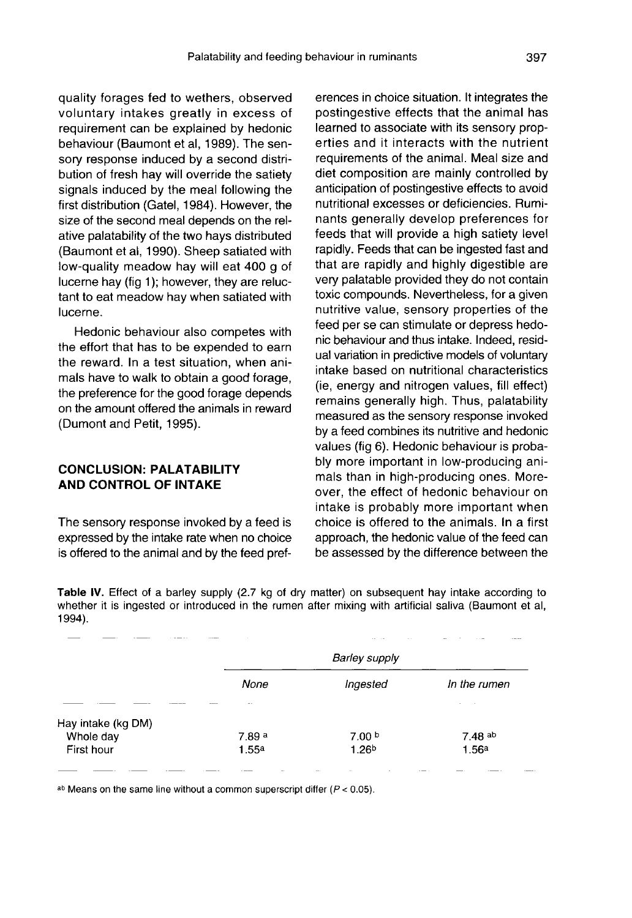quality forages fed to wethers, observed voluntary intakes greatly in excess of requirement can be explained by hedonic behaviour (Baumont et al, 1989). The sensory response induced by a second distribution of fresh hay will override the satiety signals induced by the meal following the first distribution (Gatel, 1984). However, the size of the second meal depends on the relative palatability of the two hays distributed (Baumont et al, 1990). Sheep satiated with low-quality meadow hay will eat 400 g of lucerne hay (fig 1); however, they are reluctant to eat meadow hay when satiated with lucerne.

Hedonic behaviour also competes with the effort that has to be expended to earn the reward. In a test situation, when animals have to walk to obtain a good forage, the preference for the good forage depends on the amount offered the animals in reward (Dumont and Petit, 1995).

## CONCLUSION: PALATABILITY AND CONTROL OF INTAKE

The sensory response invoked by a feed is expressed by the intake rate when no choice is offered to the animal and by the feed preferences in choice situation. It integrates the postingestive effects that the animal has learned to associate with its sensory properties and it interacts with the nutrient requirements of the animal. Meal size and diet composition are mainly controlled by anticipation of postingestive effects to avoid nutritional excesses or deficiencies. Ruminants generally develop preferences for feeds that will provide a high satiety level rapidly. Feeds that can be ingested fast and that are rapidly and highly digestible are very palatable provided they do not contain toxic compounds. Nevertheless, for a given nutritive value, sensory properties of the feed per se can stimulate or depress hedonic behaviour and thus intake. Indeed, residual variation in predictive models of voluntary intake based on nutritional characteristics (ie, energy and nitrogen values, fill effect) remains generally high. Thus, palatability measured as the sensory response invoked by a feed combines its nutritive and hedonic values (fig 6). Hedonic behaviour is probably more important in low-producing animals than in high-producing ones. Moreover, the effect of hedonic behaviour on intake is probably more important when choice is offered to the animals. In a first approach, the hedonic value of the feed can be assessed by the difference between the

**Table IV.** Effect of a barley supply (2.7 kg of dry matter) on subsequent hay intake according to whether it is ingested or introduced in the rumen after mixing with artificial saliva (Baumont et al, 1994).

| | *Barley supply* | | |
|---|---|---|---|
| | *None* | *Ingested* | *In the rumen* |
| Hay intake (kg DM) | | | |
| Whole day | 7.89 [a] | 7.00 [b] | 7.48 [ab] |
| First hour | 1.55[a] | 1.26[b] | 1.56[a] |

[ab] Means on the same line without a common superscript differ ($P < 0.05$).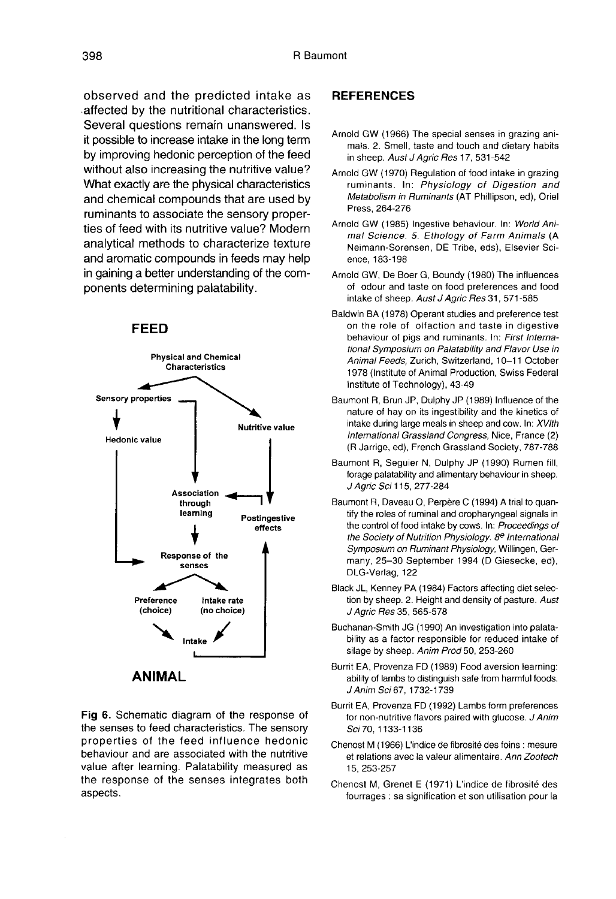observed and the predicted intake as affected by the nutritional characteristics. Several questions remain unanswered. Is it possible to increase intake in the long term by improving hedonic perception of the feed without also increasing the nutritive value? What exactly are the physical characteristics and chemical compounds that are used by ruminants to associate the sensory properties of feed with its nutritive value? Modern analytical methods to characterize texture and aromatic compounds in feeds may help in gaining a better understanding of the components determining palatability.

**FEED**

Physical and Chemical Characteristics

Sensory properties

Nutritive value

Hedonic value

Association through learning

Postingestive effects

Response of the senses

Preference (choice)

Intake rate (no choice)

Intake

**ANIMAL**

**Fig 6.** Schematic diagram of the response of the senses to feed characteristics. The sensory properties of the feed influence hedonic behaviour and are associated with the nutritive value after learning. Palatability measured as the response of the senses integrates both aspects.

## REFERENCES

Arnold GW (1966) The special senses in grazing animals. 2. Smell, taste and touch and dietary habits in sheep. *Aust J Agric Res* 17, 531-542

Arnold GW (1970) Regulation of food intake in grazing ruminants. In: *Physiology of Digestion and Metabolism in Ruminants* (AT Phillipson, ed), Oriel Press, 264-276

Arnold GW (1985) Ingestive behaviour. In: *World Animal Science. 5. Ethology of Farm Animals* (A Neimann-Sorensen, DE Tribe, eds), Elsevier Science, 183-198

Arnold GW, De Boer G, Boundy (1980) The influences of odour and taste on food preferences and food intake of sheep. *Aust J Agric Res* 31, 571-585

Baldwin BA (1978) Operant studies and preference test on the role of olfaction and taste in digestive behaviour of pigs and ruminants. In: *First International Symposium on Palatability and Flavor Use in Animal Feeds*, Zurich, Switzerland, 10–11 October 1978 (Institute of Animal Production, Swiss Federal Institute of Technology), 43-49

Baumont R, Brun JP, Dulphy JP (1989) Influence of the nature of hay on its ingestibility and the kinetics of intake during large meals in sheep and cow. In: *XVIth International Grassland Congress*, Nice, France (2) (R Jarrige, ed), French Grassland Society, 787-788

Baumont R, Seguier N, Dulphy JP (1990) Rumen fill, forage palatability and alimentary behaviour in sheep. *J Agric Sci* 115, 277-284

Baumont R, Daveau O, Perpère C (1994) A trial to quantify the roles of ruminal and oropharyngeal signals in the control of food intake by cows. In: *Proceedings of the Society of Nutrition Physiology. 8e International Symposium on Ruminant Physiology*, Willingen, Germany, 25–30 September 1994 (D Giesecke, ed), DLG-Verlag, 122

Black JL, Kenney PA (1984) Factors affecting diet selection by sheep. 2. Height and density of pasture. *Aust J Agric Res* 35, 565-578

Buchanan-Smith JG (1990) An investigation into palatability as a factor responsible for reduced intake of silage by sheep. *Anim Prod* 50, 253-260

Burrit EA, Provenza FD (1989) Food aversion learning: ability of lambs to distinguish safe from harmful foods. *J Anim Sci* 67, 1732-1739

Burrit EA, Provenza FD (1992) Lambs form preferences for non-nutritive flavors paired with glucose. *J Anim Sci* 70, 1133-1136

Chenost M (1966) L'indice de fibrosité des foins : mesure et relations avec la valeur alimentaire. *Ann Zootech* 15, 253-257

Chenost M, Grenet E (1971) L'indice de fibrosité des fourrages : sa signification et son utilisation pour la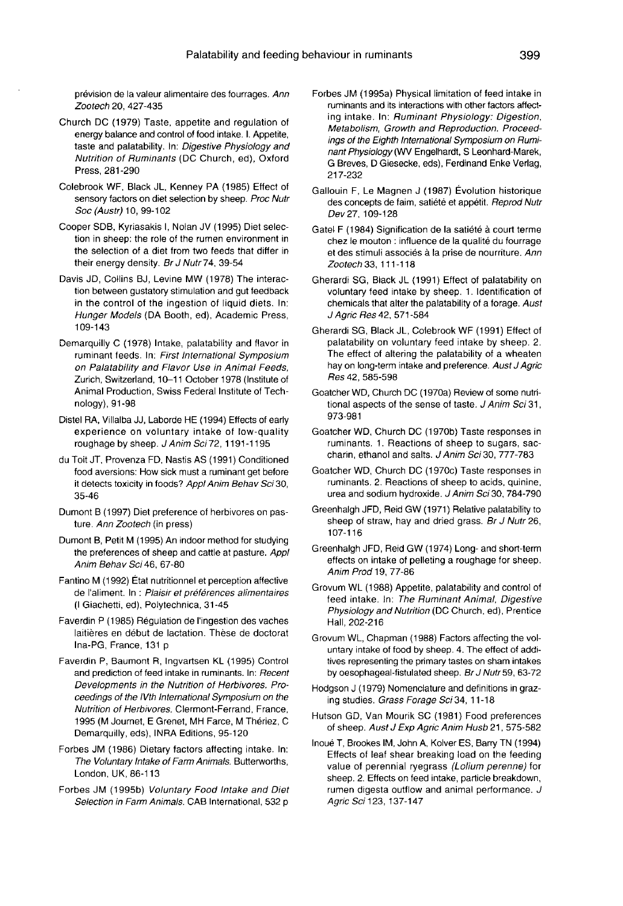prévision de la valeur alimentaire des fourrages. *Ann Zootech* 20, 427-435

Church DC (1979) Taste, appetite and regulation of energy balance and control of food intake. I. Appetite, taste and palatability. In: *Digestive Physiology and Nutrition of Ruminants* (DC Church, ed), Oxford Press, 281-290

Colebrook WF, Black JL, Kenney PA (1985) Effect of sensory factors on diet selection by sheep. *Proc Nutr Soc (Austr)* 10, 99-102

Cooper SDB, Kyriasakis I, Nolan JV (1995) Diet selection in sheep: the role of the rumen environment in the selection of a diet from two feeds that differ in their energy density. *Br J Nutr* 74, 39-54

Davis JD, Collins BJ, Levine MW (1978) The interaction between gustatory stimulation and gut feedback in the control of the ingestion of liquid diets. In: *Hunger Models* (DA Booth, ed), Academic Press, 109-143

Demarquilly C (1978) Intake, palatability and flavor in ruminant feeds. In: *First International Symposium on Palatability and Flavor Use in Animal Feeds*, Zurich, Switzerland, 10–11 October 1978 (Institute of Animal Production, Swiss Federal Institute of Technology), 91-98

Distel RA, Villalba JJ, Laborde HE (1994) Effects of early experience on voluntary intake of low-quality roughage by sheep. *J Anim Sci* 72, 1191-1195

du Toit JT, Provenza FD, Nastis AS (1991) Conditioned food aversions: How sick must a ruminant get before it detects toxicity in foods? *Appl Anim Behav Sci* 30, 35-46

Dumont B (1997) Diet preference of herbivores on pasture. *Ann Zootech* (in press)

Dumont B, Petit M (1995) An indoor method for studying the preferences of sheep and cattle at pasture. *Appl Anim Behav Sci* 46, 67-80

Fantino M (1992) État nutritionnel et perception affective de l'aliment. In : *Plaisir et préférences alimentaires* (I Giachetti, ed), Polytechnica, 31-45

Faverdin P (1985) Régulation de l'ingestion des vaches laitières en début de lactation. Thèse de doctorat Ina-PG, France, 131 p

Faverdin P, Baumont R, Ingvartsen KL (1995) Control and prediction of feed intake in ruminants. In: *Recent Developments in the Nutrition of Herbivores. Proceedings of the IVth International Symposium on the Nutrition of Herbivores*. Clermont-Ferrand, France, 1995 (M Journet, E Grenet, MH Farce, M Thériez, C Demarquilly, eds), INRA Editions, 95-120

Forbes JM (1986) Dietary factors affecting intake. In: *The Voluntary Intake of Farm Animals*. Butterworths, London, UK, 86-113

Forbes JM (1995b) *Voluntary Food Intake and Diet Selection in Farm Animals*. CAB International, 532 p

Forbes JM (1995a) Physical limitation of feed intake in ruminants and its interactions with other factors affecting intake. In: *Ruminant Physiology: Digestion, Metabolism, Growth and Reproduction. Proceedings of the Eighth International Symposium on Ruminant Physiology* (WV Engelhardt, S Leonhard-Marek, G Breves, D Giesecke, eds), Ferdinand Enke Verlag, 217-232

Gallouin F, Le Magnen J (1987) Évolution historique des concepts de faim, satiété et appétit. *Reprod Nutr Dev* 27, 109-128

Gatel F (1984) Signification de la satiété à court terme chez le mouton : influence de la qualité du fourrage et des stimuli associés à la prise de nourriture. *Ann Zootech* 33, 111-118

Gherardi SG, Black JL (1991) Effect of palatability on voluntary feed intake by sheep. 1. Identification of chemicals that alter the palatability of a forage. *Aust J Agric Res* 42, 571-584

Gherardi SG, Black JL, Colebrook WF (1991) Effect of palatability on voluntary feed intake by sheep. 2. The effect of altering the palatability of a wheaten hay on long-term intake and preference. *Aust J Agric Res* 42, 585-598

Goatcher WD, Church DC (1970a) Review of some nutritional aspects of the sense of taste. *J Anim Sci* 31, 973-981

Goatcher WD, Church DC (1970b) Taste responses in ruminants. 1. Reactions of sheep to sugars, saccharin, ethanol and salts. *J Anim Sci* 30, 777-783

Goatcher WD, Church DC (1970c) Taste responses in ruminants. 2. Reactions of sheep to acids, quinine, urea and sodium hydroxide. *J Anim Sci* 30, 784-790

Greenhalgh JFD, Reid GW (1971) Relative palatability to sheep of straw, hay and dried grass. *Br J Nutr* 26, 107-116

Greenhalgh JFD, Reid GW (1974) Long- and short-term effects on intake of pelleting a roughage for sheep. *Anim Prod* 19, 77-86

Grovum WL (1988) Appetite, palatability and control of feed intake. In: *The Ruminant Animal, Digestive Physiology and Nutrition* (DC Church, ed), Prentice Hall, 202-216

Grovum WL, Chapman (1988) Factors affecting the voluntary intake of food by sheep. 4. The effect of additives representing the primary tastes on sham intakes by oesophageal-fistulated sheep. *Br J Nutr* 59, 63-72

Hodgson J (1979) Nomenclature and definitions in grazing studies. *Grass Forage Sci* 34, 11-18

Hutson GD, Van Mourik SC (1981) Food preferences of sheep. *Aust J Exp Agric Anim Husb* 21, 575-582

Inoué T, Brookes IM, John A, Kolver ES, Barry TN (1994) Effects of leaf shear breaking load on the feeding value of perennial ryegrass *(Lolium perenne)* for sheep. 2. Effects on feed intake, particle breakdown, rumen digesta outflow and animal performance. *J Agric Sci* 123, 137-147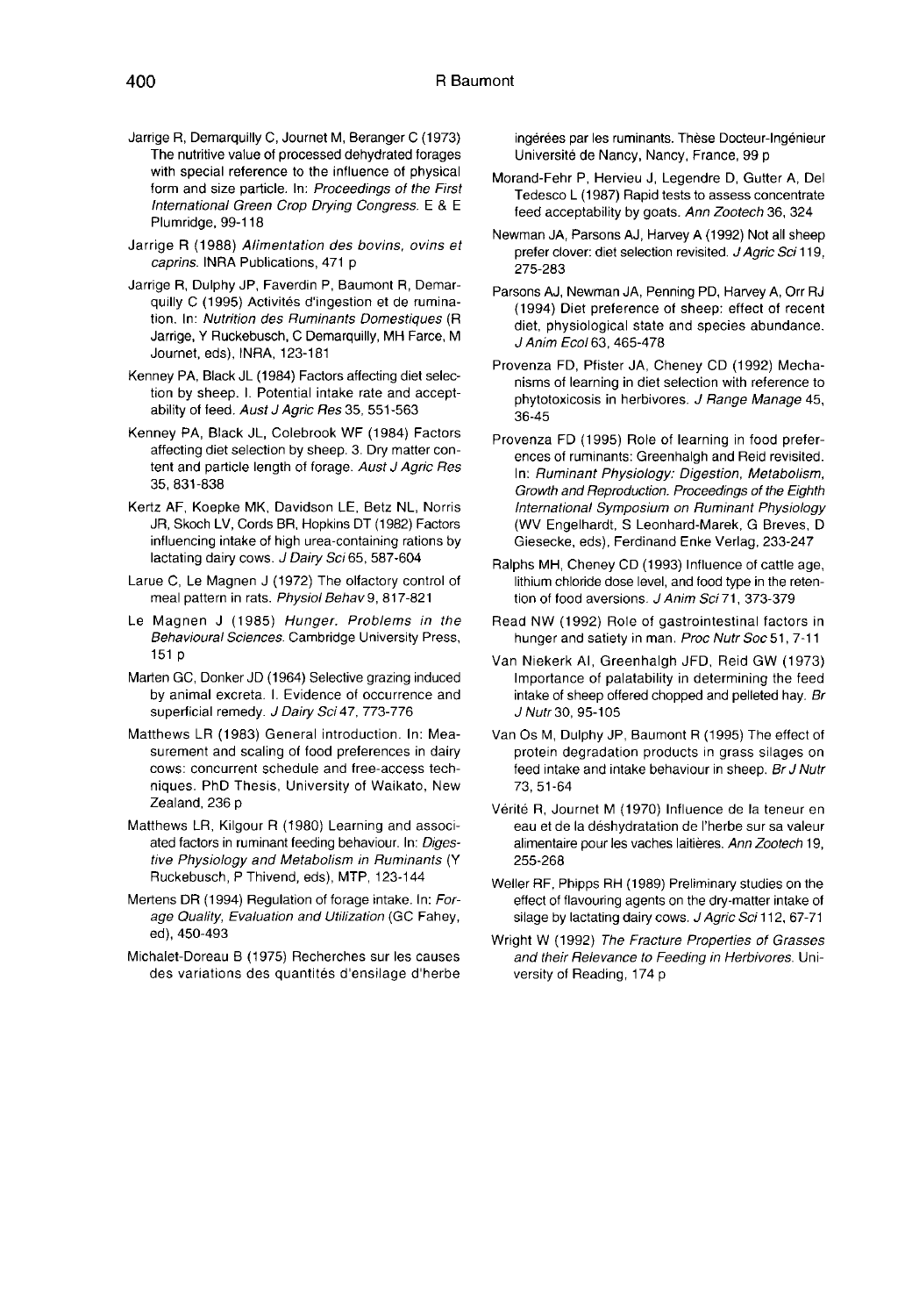Jarrige R, Demarquilly C, Journet M, Beranger C (1973) The nutritive value of processed dehydrated forages with special reference to the influence of physical form and size particle. In: *Proceedings of the First International Green Crop Drying Congress*. E & E Plumridge, 99-118

Jarrige R (1988) *Alimentation des bovins, ovins et caprins*. INRA Publications, 471 p

Jarrige R, Dulphy JP, Faverdin P, Baumont R, Demarquilly C (1995) Activités d'ingestion et de rumination. In: *Nutrition des Ruminants Domestiques* (R Jarrige, Y Ruckebusch, C Demarquilly, MH Farce, M Journet, eds), INRA, 123-181

Kenney PA, Black JL (1984) Factors affecting diet selection by sheep. I. Potential intake rate and acceptability of feed. *Aust J Agric Res* 35, 551-563

Kenney PA, Black JL, Colebrook WF (1984) Factors affecting diet selection by sheep. 3. Dry matter content and particle length of forage. *Aust J Agric Res* 35, 831-838

Kertz AF, Koepke MK, Davidson LE, Betz NL, Norris JR, Skoch LV, Cords BR, Hopkins DT (1982) Factors influencing intake of high urea-containing rations by lactating dairy cows. *J Dairy Sci* 65, 587-604

Larue C, Le Magnen J (1972) The olfactory control of meal pattern in rats. *Physiol Behav* 9, 817-821

Le Magnen J (1985) *Hunger. Problems in the Behavioural Sciences*. Cambridge University Press, 151 p

Marten GC, Donker JD (1964) Selective grazing induced by animal excreta. I. Evidence of occurrence and superficial remedy. *J Dairy Sci* 47, 773-776

Matthews LR (1983) General introduction. In: Measurement and scaling of food preferences in dairy cows: concurrent schedule and free-access techniques. PhD Thesis, University of Waikato, New Zealand, 236 p

Matthews LR, Kilgour R (1980) Learning and associated factors in ruminant feeding behaviour. In: *Digestive Physiology and Metabolism in Ruminants* (Y Ruckebusch, P Thivend, eds), MTP, 123-144

Mertens DR (1994) Regulation of forage intake. In: *Forage Quality, Evaluation and Utilization* (GC Fahey, ed), 450-493

Michalet-Doreau B (1975) Recherches sur les causes des variations des quantités d'ensilage d'herbe ingérées par les ruminants. Thèse Docteur-Ingénieur Université de Nancy, Nancy, France, 99 p

Morand-Fehr P, Hervieu J, Legendre D, Gutter A, Del Tedesco L (1987) Rapid tests to assess concentrate feed acceptability by goats. *Ann Zootech* 36, 324

Newman JA, Parsons AJ, Harvey A (1992) Not all sheep prefer clover: diet selection revisited. *J Agric Sci* 119, 275-283

Parsons AJ, Newman JA, Penning PD, Harvey A, Orr RJ (1994) Diet preference of sheep: effect of recent diet, physiological state and species abundance. *J Anim Ecol* 63, 465-478

Provenza FD, Pfister JA, Cheney CD (1992) Mechanisms of learning in diet selection with reference to phytotoxicosis in herbivores. *J Range Manage* 45, 36-45

Provenza FD (1995) Role of learning in food preferences of ruminants: Greenhalgh and Reid revisited. In: *Ruminant Physiology: Digestion, Metabolism, Growth and Reproduction. Proceedings of the Eighth International Symposium on Ruminant Physiology* (WV Engelhardt, S Leonhard-Marek, G Breves, D Giesecke, eds), Ferdinand Enke Verlag, 233-247

Ralphs MH, Cheney CD (1993) Influence of cattle age, lithium chloride dose level, and food type in the retention of food aversions. *J Anim Sci* 71, 373-379

Read NW (1992) Role of gastrointestinal factors in hunger and satiety in man. *Proc Nutr Soc* 51, 7-11

Van Niekerk AI, Greenhalgh JFD, Reid GW (1973) Importance of palatability in determining the feed intake of sheep offered chopped and pelleted hay. *Br J Nutr* 30, 95-105

Van Os M, Dulphy JP, Baumont R (1995) The effect of protein degradation products in grass silages on feed intake and intake behaviour in sheep. *Br J Nutr* 73, 51-64

Vérité R, Journet M (1970) Influence de la teneur en eau et de la déshydratation de l'herbe sur sa valeur alimentaire pour les vaches laitières. *Ann Zootech* 19, 255-268

Weller RF, Phipps RH (1989) Preliminary studies on the effect of flavouring agents on the dry-matter intake of silage by lactating dairy cows. *J Agric Sci* 112, 67-71

Wright W (1992) *The Fracture Properties of Grasses and their Relevance to Feeding in Herbivores*. University of Reading, 174 p